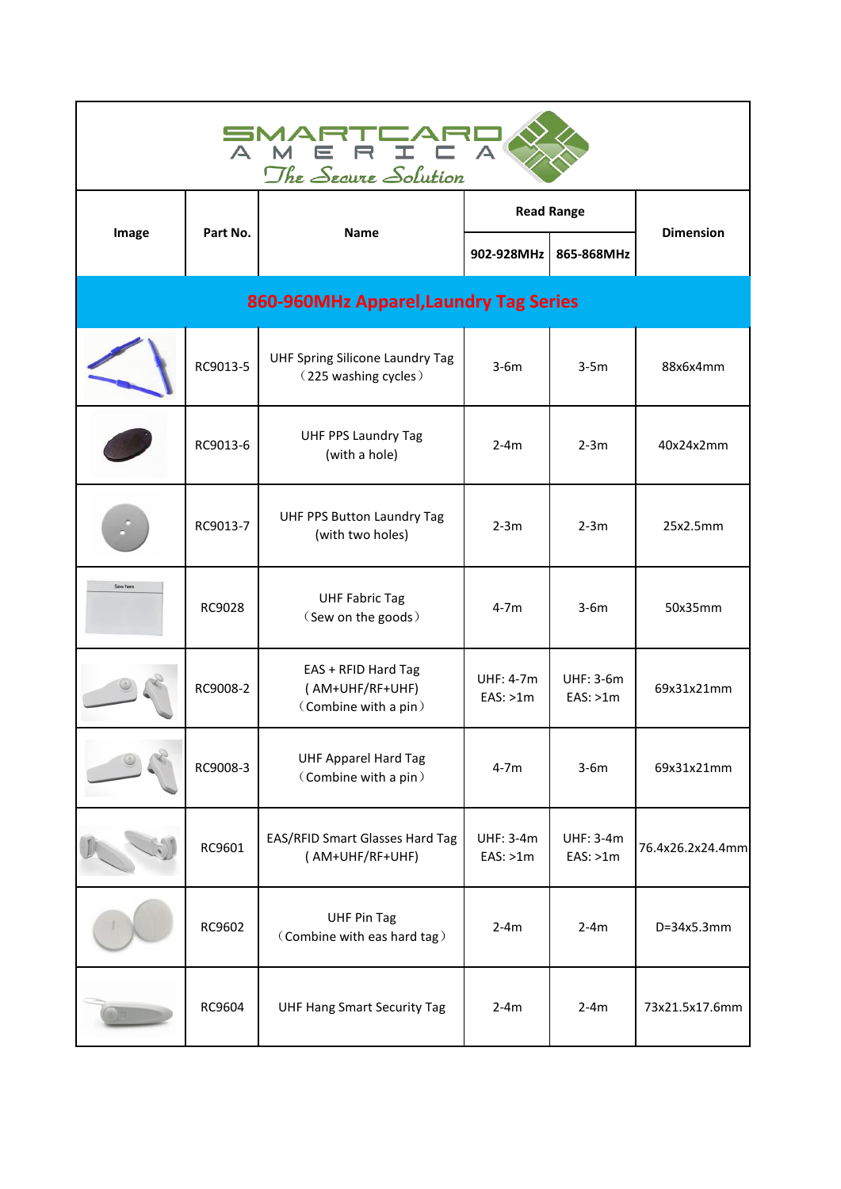SMARTCARD AMERICA

*The Secure Solution*

| Image | Part No. | Name | Read Range | | Dimension |
|---|---|---|---|---|---|
| | | | 902-928MHz | 865-868MHz | |
| **860-960MHz Apparel,Laundry Tag Series** | | | | | |
| | RC9013-5 | UHF Spring Silicone Laundry Tag （225 washing cycles） | 3-6m | 3-5m | 88x6x4mm |
| | RC9013-6 | UHF PPS Laundry Tag (with a hole) | 2-4m | 2-3m | 40x24x2mm |
| | RC9013-7 | UHF PPS Button Laundry Tag (with two holes) | 2-3m | 2-3m | 25x2.5mm |
| | RC9028 | UHF Fabric Tag （Sew on the goods） | 4-7m | 3-6m | 50x35mm |
| | RC9008-2 | EAS + RFID Hard Tag ( AM+UHF/RF+UHF) （Combine with a pin） | UHF: 4-7m EAS: >1m | UHF: 3-6m EAS: >1m | 69x31x21mm |
| | RC9008-3 | UHF Apparel Hard Tag （Combine with a pin） | 4-7m | 3-6m | 69x31x21mm |
| | RC9601 | EAS/RFID Smart Glasses Hard Tag ( AM+UHF/RF+UHF) | UHF: 3-4m EAS: >1m | UHF: 3-4m EAS: >1m | 76.4x26.2x24.4mm |
| | RC9602 | UHF Pin Tag （Combine with eas hard tag） | 2-4m | 2-4m | D=34x5.3mm |
| | RC9604 | UHF Hang Smart Security Tag | 2-4m | 2-4m | 73x21.5x17.6mm |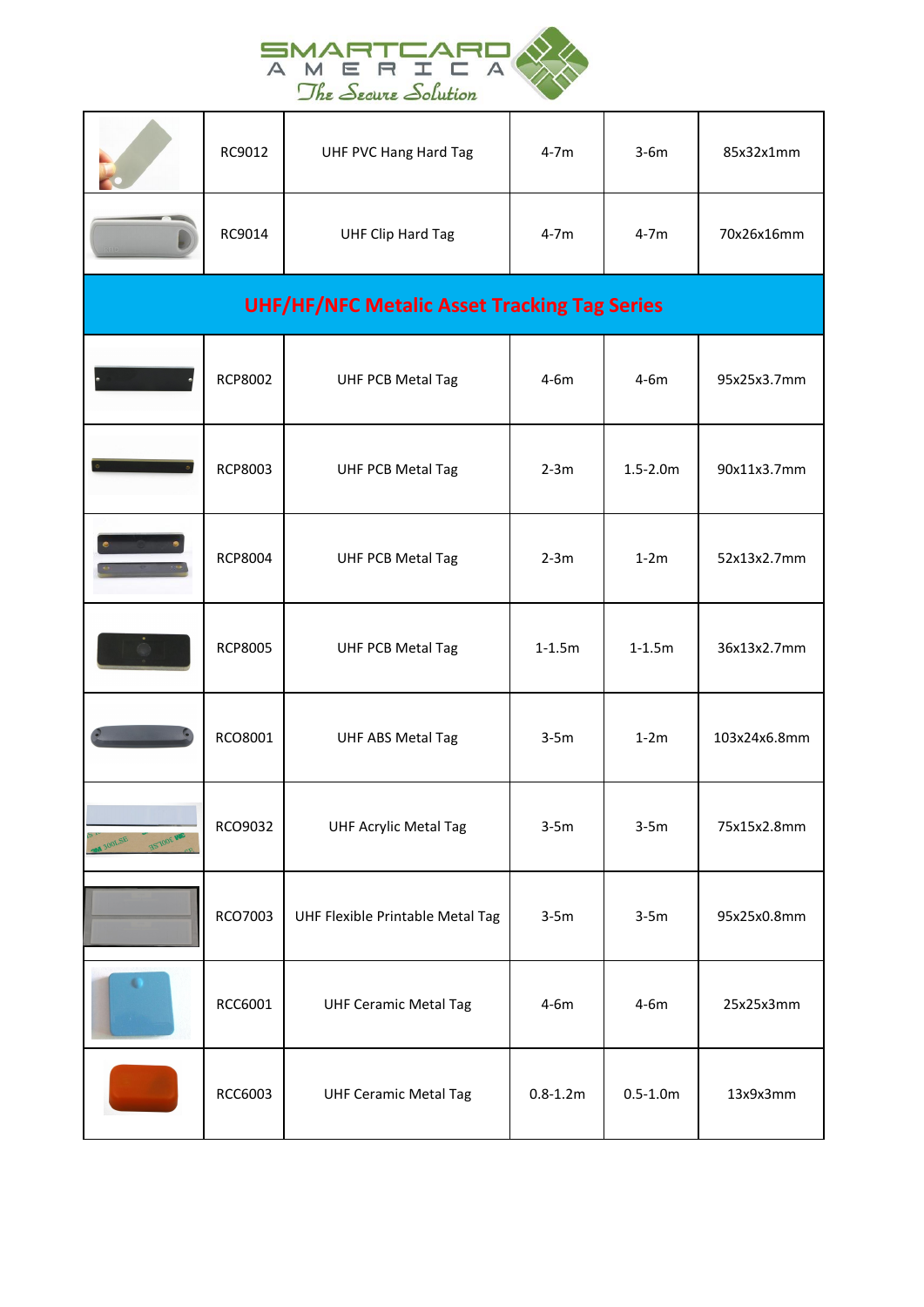| | RC9012 | UHF PVC Hang Hard Tag | 4-7m | 3-6m | 85x32x1mm |
|---|---|---|---|---|---|
| | RC9014 | UHF Clip Hard Tag | 4-7m | 4-7m | 70x26x16mm |
| **UHF/HF/NFC Metalic Asset Tracking Tag Series** | | | | | |
| | RCP8002 | UHF PCB Metal Tag | 4-6m | 4-6m | 95x25x3.7mm |
| | RCP8003 | UHF PCB Metal Tag | 2-3m | 1.5-2.0m | 90x11x3.7mm |
| | RCP8004 | UHF PCB Metal Tag | 2-3m | 1-2m | 52x13x2.7mm |
| | RCP8005 | UHF PCB Metal Tag | 1-1.5m | 1-1.5m | 36x13x2.7mm |
| | RCO8001 | UHF ABS Metal Tag | 3-5m | 1-2m | 103x24x6.8mm |
| | RCO9032 | UHF Acrylic Metal Tag | 3-5m | 3-5m | 75x15x2.8mm |
| | RCO7003 | UHF Flexible Printable Metal Tag | 3-5m | 3-5m | 95x25x0.8mm |
| | RCC6001 | UHF Ceramic Metal Tag | 4-6m | 4-6m | 25x25x3mm |
| | RCC6003 | UHF Ceramic Metal Tag | 0.8-1.2m | 0.5-1.0m | 13x9x3mm |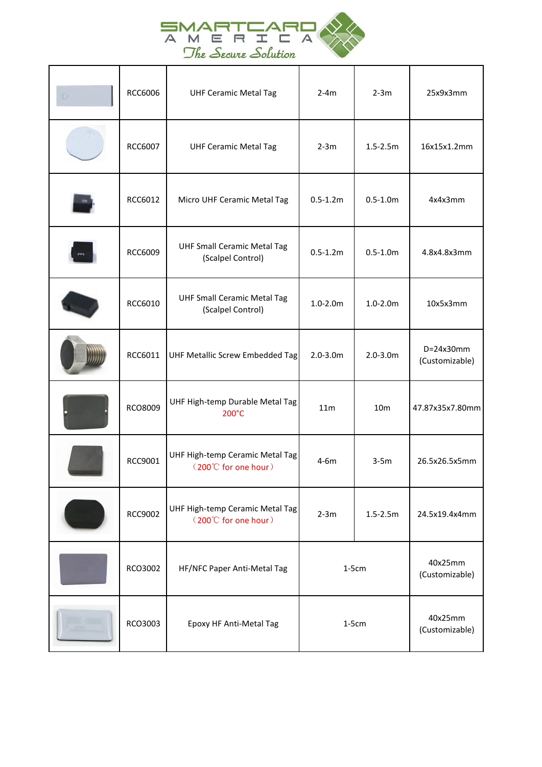|  | RCC6006 | UHF Ceramic Metal Tag | 2-4m | 2-3m | 25x9x3mm |
|---|---|---|---|---|---|
|  | RCC6007 | UHF Ceramic Metal Tag | 2-3m | 1.5-2.5m | 16x15x1.2mm |
|  | RCC6012 | Micro UHF Ceramic Metal Tag | 0.5-1.2m | 0.5-1.0m | 4x4x3mm |
|  | RCC6009 | UHF Small Ceramic Metal Tag (Scalpel Control) | 0.5-1.2m | 0.5-1.0m | 4.8x4.8x3mm |
|  | RCC6010 | UHF Small Ceramic Metal Tag (Scalpel Control) | 1.0-2.0m | 1.0-2.0m | 10x5x3mm |
|  | RCC6011 | UHF Metallic Screw Embedded Tag | 2.0-3.0m | 2.0-3.0m | D=24x30mm (Customizable) |
|  | RCO8009 | UHF High-temp Durable Metal Tag 200°C | 11m | 10m | 47.87x35x7.80mm |
|  | RCC9001 | UHF High-temp Ceramic Metal Tag （200℃ for one hour） | 4-6m | 3-5m | 26.5x26.5x5mm |
|  | RCC9002 | UHF High-temp Ceramic Metal Tag （200℃ for one hour） | 2-3m | 1.5-2.5m | 24.5x19.4x4mm |
|  | RCO3002 | HF/NFC Paper Anti-Metal Tag | 1-5cm | | 40x25mm (Customizable) |
|  | RCO3003 | Epoxy HF Anti-Metal Tag | 1-5cm | | 40x25mm (Customizable) |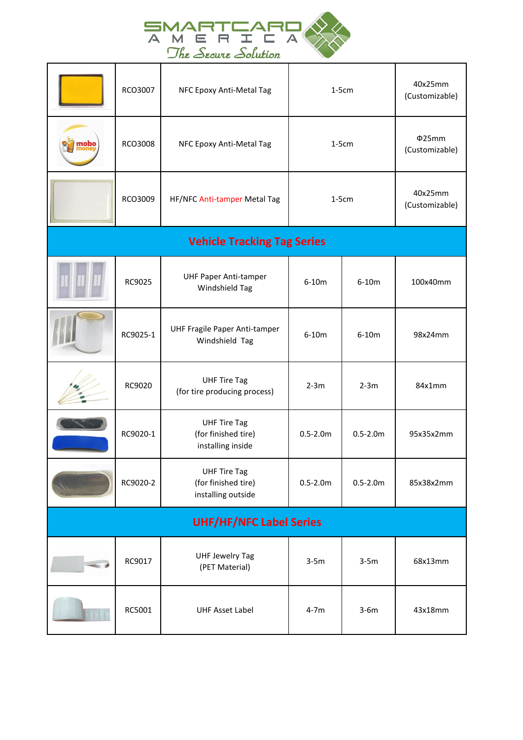# SMARTCARD AMERICA

*The Secure Solution*

| | | | | | |
|---|---|---|---|---|---|
| | RCO3007 | NFC Epoxy Anti-Metal Tag | 1-5cm | | 40x25mm (Customizable) |
| | RCO3008 | NFC Epoxy Anti-Metal Tag | 1-5cm | | Φ25mm (Customizable) |
| | RCO3009 | HF/NFC Anti-tamper Metal Tag | 1-5cm | | 40x25mm (Customizable) |
| **Vehicle Tracking Tag Series** | | | | | |
| | RC9025 | UHF Paper Anti-tamper Windshield Tag | 6-10m | 6-10m | 100x40mm |
| | RC9025-1 | UHF Fragile Paper Anti-tamper Windshield Tag | 6-10m | 6-10m | 98x24mm |
| | RC9020 | UHF Tire Tag (for tire producing process) | 2-3m | 2-3m | 84x1mm |
| | RC9020-1 | UHF Tire Tag (for finished tire) installing inside | 0.5-2.0m | 0.5-2.0m | 95x35x2mm |
| | RC9020-2 | UHF Tire Tag (for finished tire) installing outside | 0.5-2.0m | 0.5-2.0m | 85x38x2mm |
| **UHF/HF/NFC Label Series** | | | | | |
| | RC9017 | UHF Jewelry Tag (PET Material) | 3-5m | 3-5m | 68x13mm |
| | RC5001 | UHF Asset Label | 4-7m | 3-6m | 43x18mm |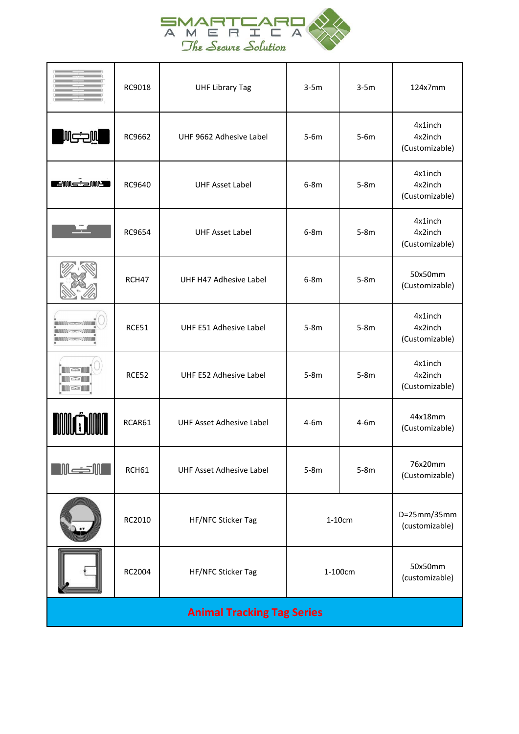| | | | | | |
|---|---|---|---|---|---|
| | RC9018 | UHF Library Tag | 3-5m | 3-5m | 124x7mm |
| | RC9662 | UHF 9662 Adhesive Label | 5-6m | 5-6m | 4x1inch 4x2inch (Customizable) |
| | RC9640 | UHF Asset Label | 6-8m | 5-8m | 4x1inch 4x2inch (Customizable) |
| | RC9654 | UHF Asset Label | 6-8m | 5-8m | 4x1inch 4x2inch (Customizable) |
| | RCH47 | UHF H47 Adhesive Label | 6-8m | 5-8m | 50x50mm (Customizable) |
| | RCE51 | UHF E51 Adhesive Label | 5-8m | 5-8m | 4x1inch 4x2inch (Customizable) |
| | RCE52 | UHF E52 Adhesive Label | 5-8m | 5-8m | 4x1inch 4x2inch (Customizable) |
| | RCAR61 | UHF Asset Adhesive Label | 4-6m | 4-6m | 44x18mm (Customizable) |
| | RCH61 | UHF Asset Adhesive Label | 5-8m | 5-8m | 76x20mm (Customizable) |
| | RC2010 | HF/NFC Sticker Tag | 1-10cm | | D=25mm/35mm (customizable) |
| | RC2004 | HF/NFC Sticker Tag | 1-100cm | | 50x50mm (customizable) |

## Animal Tracking Tag Series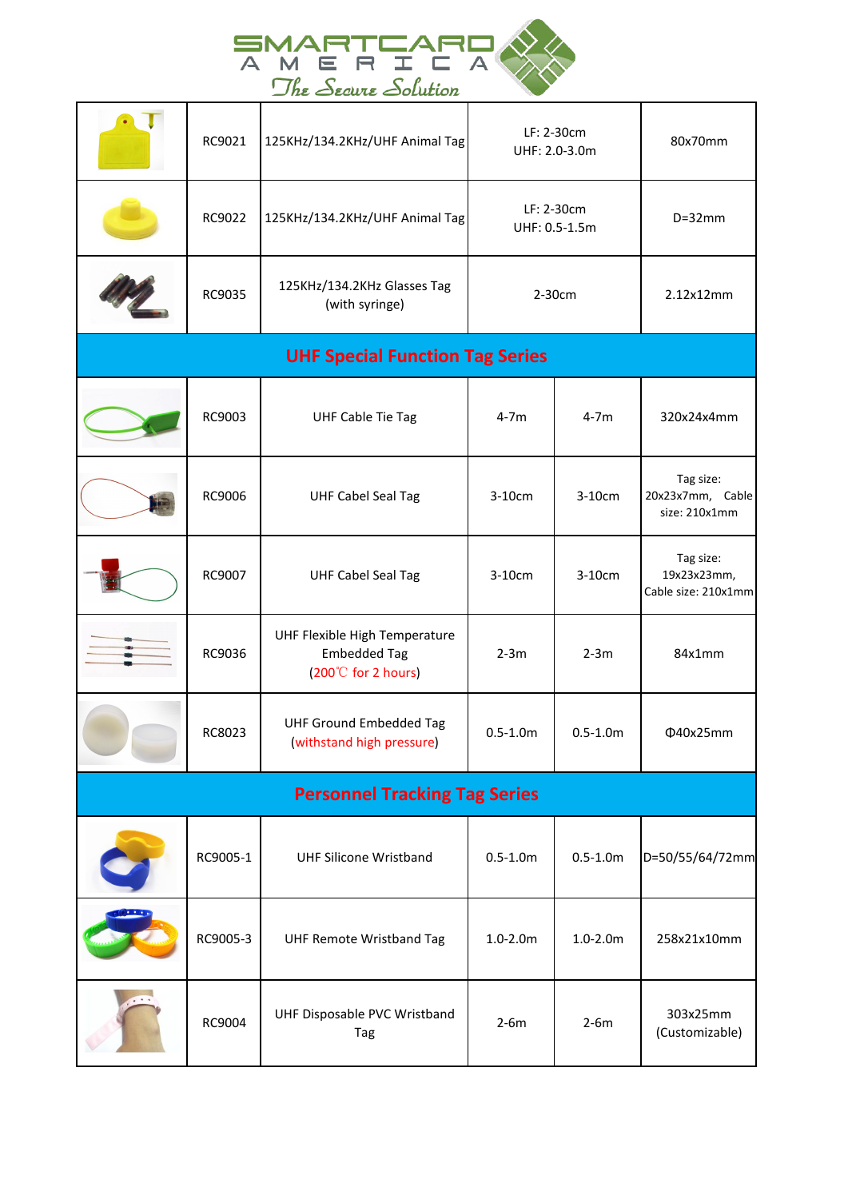| | | | | | |
|---|---|---|---|---|---|
| | RC9021 | 125KHz/134.2KHz/UHF Animal Tag | LF: 2-30cm<br>UHF: 2.0-3.0m | | 80x70mm |
| | RC9022 | 125KHz/134.2KHz/UHF Animal Tag | LF: 2-30cm<br>UHF: 0.5-1.5m | | D=32mm |
| | RC9035 | 125KHz/134.2KHz Glasses Tag (with syringe) | 2-30cm | | 2.12x12mm |
| **UHF Special Function Tag Series** | | | | | |
| | RC9003 | UHF Cable Tie Tag | 4-7m | 4-7m | 320x24x4mm |
| | RC9006 | UHF Cabel Seal Tag | 3-10cm | 3-10cm | Tag size: 20x23x7mm, Cable size: 210x1mm |
| | RC9007 | UHF Cabel Seal Tag | 3-10cm | 3-10cm | Tag size: 19x23x23mm, Cable size: 210x1mm |
| | RC9036 | UHF Flexible High Temperature Embedded Tag (200℃ for 2 hours) | 2-3m | 2-3m | 84x1mm |
| | RC8023 | UHF Ground Embedded Tag (withstand high pressure) | 0.5-1.0m | 0.5-1.0m | Φ40x25mm |
| **Personnel Tracking Tag Series** | | | | | |
| | RC9005-1 | UHF Silicone Wristband | 0.5-1.0m | 0.5-1.0m | D=50/55/64/72mm |
| | RC9005-3 | UHF Remote Wristband Tag | 1.0-2.0m | 1.0-2.0m | 258x21x10mm |
| | RC9004 | UHF Disposable PVC Wristband Tag | 2-6m | 2-6m | 303x25mm (Customizable) |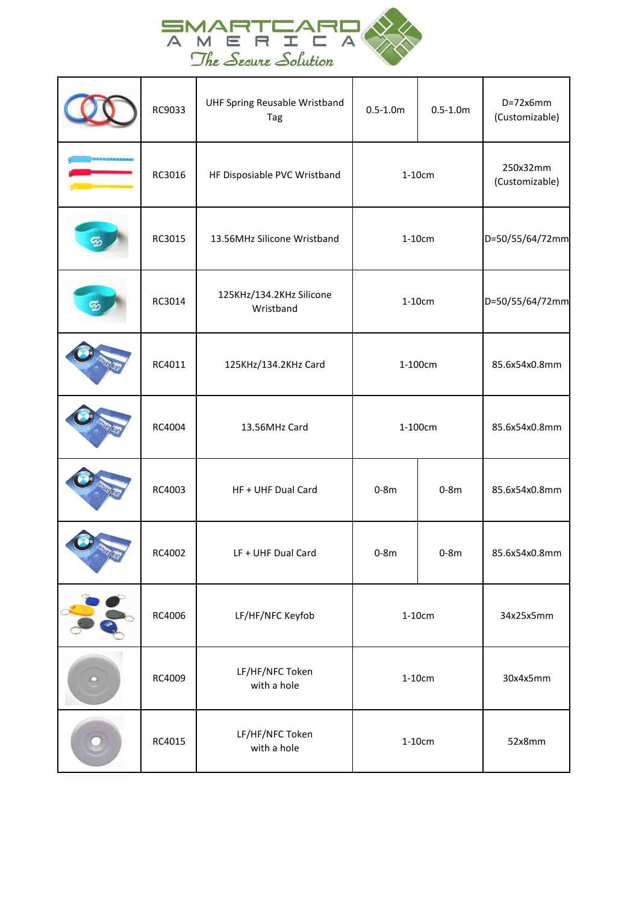| | | | | | |
|---|---|---|---|---|---|
| | RC9033 | UHF Spring Reusable Wristband Tag | 0.5-1.0m | 0.5-1.0m | D=72x6mm (Customizable) |
| | RC3016 | HF Disposiable PVC Wristband | 1-10cm | | 250x32mm (Customizable) |
| | RC3015 | 13.56MHz Silicone Wristband | 1-10cm | | D=50/55/64/72mm |
| | RC3014 | 125KHz/134.2KHz Silicone Wristband | 1-10cm | | D=50/55/64/72mm |
| | RC4011 | 125KHz/134.2KHz Card | 1-100cm | | 85.6x54x0.8mm |
| | RC4004 | 13.56MHz Card | 1-100cm | | 85.6x54x0.8mm |
| | RC4003 | HF + UHF Dual Card | 0-8m | 0-8m | 85.6x54x0.8mm |
| | RC4002 | LF + UHF Dual Card | 0-8m | 0-8m | 85.6x54x0.8mm |
| | RC4006 | LF/HF/NFC Keyfob | 1-10cm | | 34x25x5mm |
| | RC4009 | LF/HF/NFC Token with a hole | 1-10cm | | 30x4x5mm |
| | RC4015 | LF/HF/NFC Token with a hole | 1-10cm | | 52x8mm |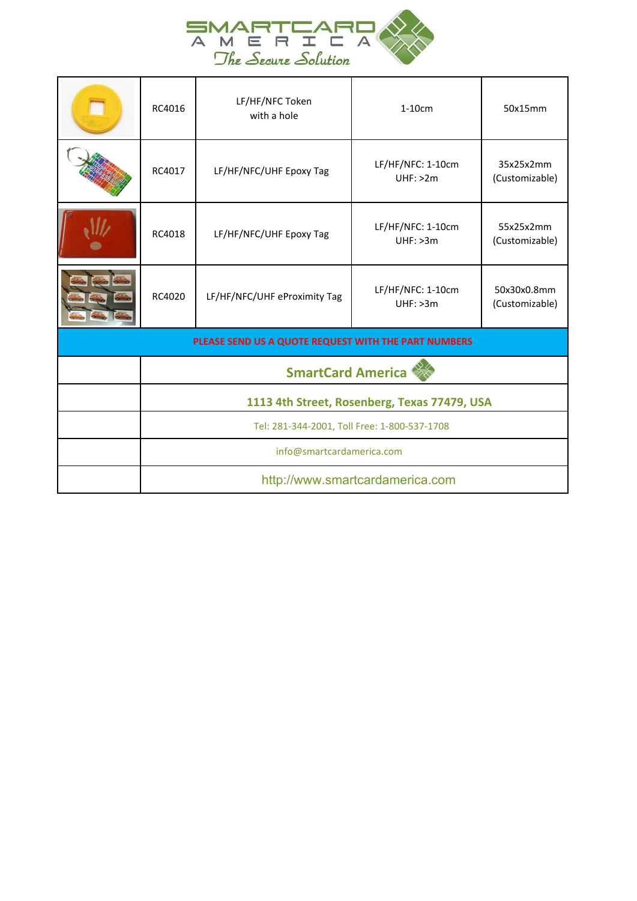| | | | | |
|---|---|---|---|---|
| | RC4016 | LF/HF/NFC Token with a hole | 1-10cm | 50x15mm |
| | RC4017 | LF/HF/NFC/UHF Epoxy Tag | LF/HF/NFC: 1-10cm UHF: >2m | 35x25x2mm (Customizable) |
| | RC4018 | LF/HF/NFC/UHF Epoxy Tag | LF/HF/NFC: 1-10cm UHF: >3m | 55x25x2mm (Customizable) |
| | RC4020 | LF/HF/NFC/UHF eProximity Tag | LF/HF/NFC: 1-10cm UHF: >3m | 50x30x0.8mm (Customizable) |

**PLEASE SEND US A QUOTE REQUEST WITH THE PART NUMBERS**

**SmartCard America**

**1113 4th Street, Rosenberg, Texas 77479, USA**

Tel: 281-344-2001, Toll Free: 1-800-537-1708

info@smartcardamerica.com

http://www.smartcardamerica.com